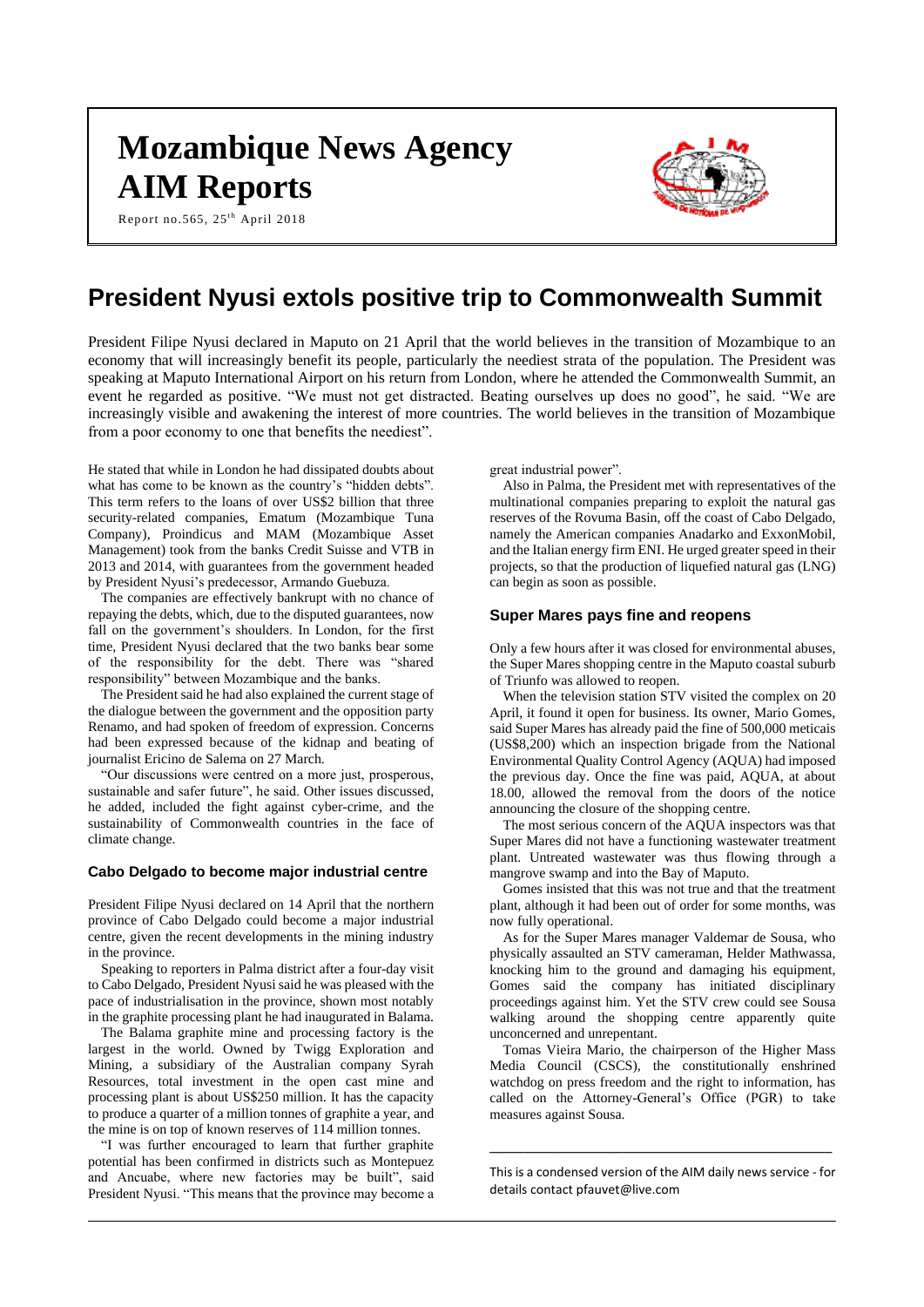# Mozambique News Agency AIM Reports

Report no.565, 25th April 2018

## President Nyusi extols positive trip to Commonwealth Summit

President Filipe Nyusi declared in Maputo on 21 April that the world believes in the transition of Mozambique to an economy that will increasingly benefit its people, particularly the neediest strata of the population. The President was speaking at Maputo International Airport on his return from London, where he attended the Commonwealth Summit, an event he regarded as positive. "We must not get distracted. Beating ourselves up does no good", he said. "We are increasingly visible and awakening the interest of more countries. The world believes in the transition of Mozambique from a poor economy to one that benefits the neediest".

He stated that while in London he had dissipated doubts about what has come to be known as the country's "hidden debts". This term refers to the loans of over US$2 billion that three security-related companies, Ematum (Mozambique Tuna Company), Proindicus and MAM (Mozambique Asset Management) took from the banks Credit Suisse and VTB in 2013 and 2014, with guarantees from the government headed by President Nyusi's predecessor, Armando Guebuza.

The companies are effectively bankrupt with no chance of repaying the debts, which, due to the disputed guarantees, now fall on the government's shoulders. In London, for the first time, President Nyusi declared that the two banks bear some of the responsibility for the debt. There was "shared responsibility" between Mozambique and the banks.

The President said he had also explained the current stage of the dialogue between the government and the opposition party Renamo, and had spoken of freedom of expression. Concerns had been expressed because of the kidnap and beating of journalist Ericino de Salema on 27 March.

"Our discussions were centred on a more just, prosperous, sustainable and safer future", he said. Other issues discussed, he added, included the fight against cyber-crime, and the sustainability of Commonwealth countries in the face of climate change.

### Cabo Delgado to become major industrial centre

President Filipe Nyusi declared on 14 April that the northern province of Cabo Delgado could become a major industrial centre, given the recent developments in the mining industry in the province.

Speaking to reporters in Palma district after a four-day visit to Cabo Delgado, President Nyusi said he was pleased with the pace of industrialisation in the province, shown most notably in the graphite processing plant he had inaugurated in Balama.

The Balama graphite mine and processing factory is the largest in the world. Owned by Twigg Exploration and Mining, a subsidiary of the Australian company Syrah Resources, total investment in the open cast mine and processing plant is about US$250 million. It has the capacity to produce a quarter of a million tonnes of graphite a year, and the mine is on top of known reserves of 114 million tonnes.

"I was further encouraged to learn that further graphite potential has been confirmed in districts such as Montepuez and Ancuabe, where new factories may be built", said President Nyusi. "This means that the province may become a great industrial power".

Also in Palma, the President met with representatives of the multinational companies preparing to exploit the natural gas reserves of the Rovuma Basin, off the coast of Cabo Delgado, namely the American companies Anadarko and ExxonMobil, and the Italian energy firm ENI. He urged greater speed in their projects, so that the production of liquefied natural gas (LNG) can begin as soon as possible.

### Super Mares pays fine and reopens

Only a few hours after it was closed for environmental abuses, the Super Mares shopping centre in the Maputo coastal suburb of Triunfo was allowed to reopen.

When the television station STV visited the complex on 20 April, it found it open for business. Its owner, Mario Gomes, said Super Mares has already paid the fine of 500,000 meticais (US$8,200) which an inspection brigade from the National Environmental Quality Control Agency (AQUA) had imposed the previous day. Once the fine was paid, AQUA, at about 18.00, allowed the removal from the doors of the notice announcing the closure of the shopping centre.

The most serious concern of the AQUA inspectors was that Super Mares did not have a functioning wastewater treatment plant. Untreated wastewater was thus flowing through a mangrove swamp and into the Bay of Maputo.

Gomes insisted that this was not true and that the treatment plant, although it had been out of order for some months, was now fully operational.

As for the Super Mares manager Valdemar de Sousa, who physically assaulted an STV cameraman, Helder Mathwassa, knocking him to the ground and damaging his equipment, Gomes said the company has initiated disciplinary proceedings against him. Yet the STV crew could see Sousa walking around the shopping centre apparently quite unconcerned and unrepentant.

Tomas Vieira Mario, the chairperson of the Higher Mass Media Council (CSCS), the constitutionally enshrined watchdog on press freedom and the right to information, has called on the Attorney-General's Office (PGR) to take measures against Sousa.

---

This is a condensed version of the AIM daily news service - for details contact pfauvet@live.com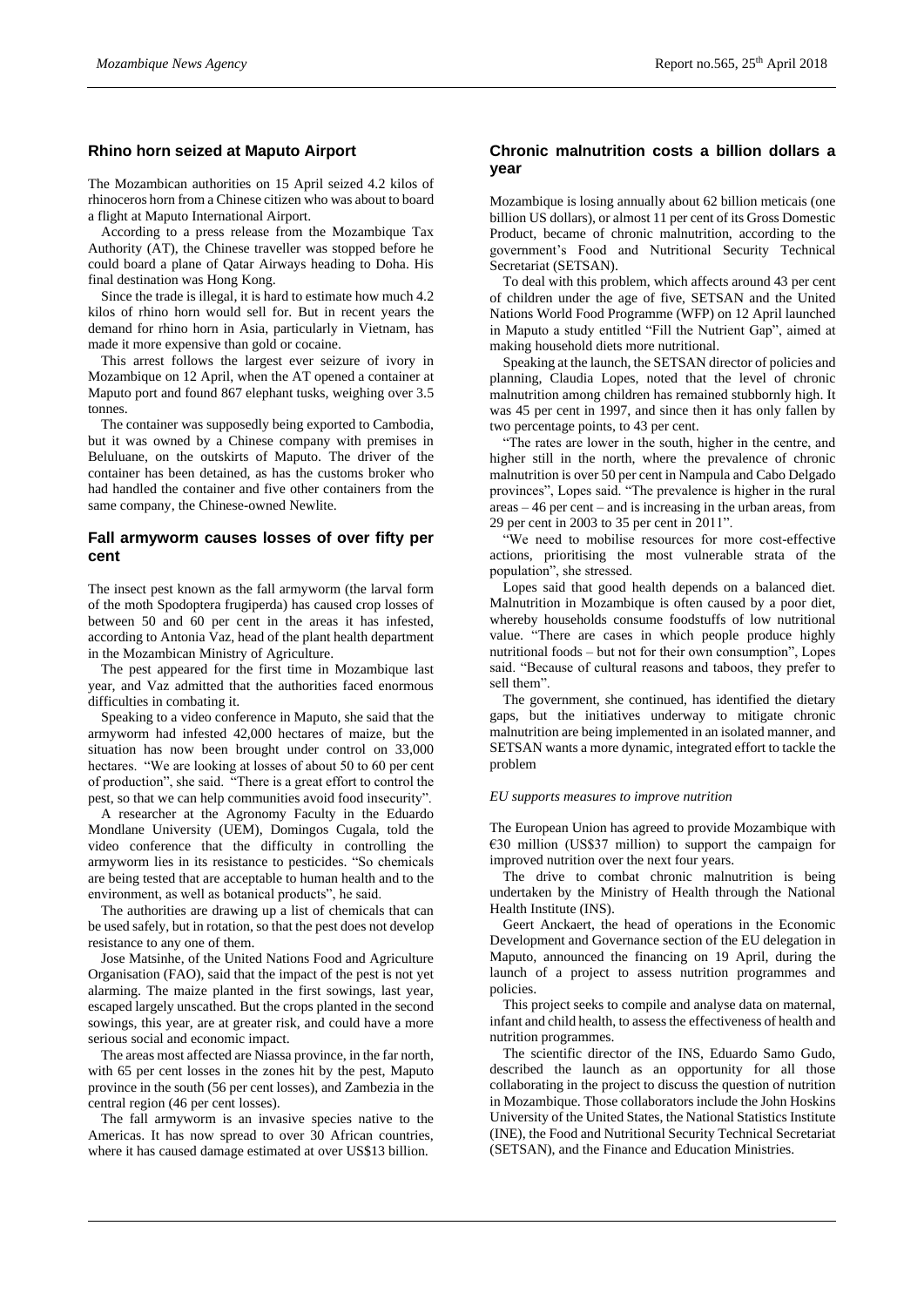## Rhino horn seized at Maputo Airport

The Mozambican authorities on 15 April seized 4.2 kilos of rhinoceros horn from a Chinese citizen who was about to board a flight at Maputo International Airport.

According to a press release from the Mozambique Tax Authority (AT), the Chinese traveller was stopped before he could board a plane of Qatar Airways heading to Doha. His final destination was Hong Kong.

Since the trade is illegal, it is hard to estimate how much 4.2 kilos of rhino horn would sell for. But in recent years the demand for rhino horn in Asia, particularly in Vietnam, has made it more expensive than gold or cocaine.

This arrest follows the largest ever seizure of ivory in Mozambique on 12 April, when the AT opened a container at Maputo port and found 867 elephant tusks, weighing over 3.5 tonnes.

The container was supposedly being exported to Cambodia, but it was owned by a Chinese company with premises in Beluluane, on the outskirts of Maputo. The driver of the container has been detained, as has the customs broker who had handled the container and five other containers from the same company, the Chinese-owned Newlite.

## Fall armyworm causes losses of over fifty per cent

The insect pest known as the fall armyworm (the larval form of the moth Spodoptera frugiperda) has caused crop losses of between 50 and 60 per cent in the areas it has infested, according to Antonia Vaz, head of the plant health department in the Mozambican Ministry of Agriculture.

The pest appeared for the first time in Mozambique last year, and Vaz admitted that the authorities faced enormous difficulties in combating it.

Speaking to a video conference in Maputo, she said that the armyworm had infested 42,000 hectares of maize, but the situation has now been brought under control on 33,000 hectares. "We are looking at losses of about 50 to 60 per cent of production", she said. "There is a great effort to control the pest, so that we can help communities avoid food insecurity".

A researcher at the Agronomy Faculty in the Eduardo Mondlane University (UEM), Domingos Cugala, told the video conference that the difficulty in controlling the armyworm lies in its resistance to pesticides. "So chemicals are being tested that are acceptable to human health and to the environment, as well as botanical products", he said.

The authorities are drawing up a list of chemicals that can be used safely, but in rotation, so that the pest does not develop resistance to any one of them.

Jose Matsinhe, of the United Nations Food and Agriculture Organisation (FAO), said that the impact of the pest is not yet alarming. The maize planted in the first sowings, last year, escaped largely unscathed. But the crops planted in the second sowings, this year, are at greater risk, and could have a more serious social and economic impact.

The areas most affected are Niassa province, in the far north, with 65 per cent losses in the zones hit by the pest, Maputo province in the south (56 per cent losses), and Zambezia in the central region (46 per cent losses).

The fall armyworm is an invasive species native to the Americas. It has now spread to over 30 African countries, where it has caused damage estimated at over US$13 billion.

## Chronic malnutrition costs a billion dollars a year

Mozambique is losing annually about 62 billion meticais (one billion US dollars), or almost 11 per cent of its Gross Domestic Product, became of chronic malnutrition, according to the government's Food and Nutritional Security Technical Secretariat (SETSAN).

To deal with this problem, which affects around 43 per cent of children under the age of five, SETSAN and the United Nations World Food Programme (WFP) on 12 April launched in Maputo a study entitled "Fill the Nutrient Gap", aimed at making household diets more nutritional.

Speaking at the launch, the SETSAN director of policies and planning, Claudia Lopes, noted that the level of chronic malnutrition among children has remained stubbornly high. It was 45 per cent in 1997, and since then it has only fallen by two percentage points, to 43 per cent.

"The rates are lower in the south, higher in the centre, and higher still in the north, where the prevalence of chronic malnutrition is over 50 per cent in Nampula and Cabo Delgado provinces", Lopes said. "The prevalence is higher in the rural areas – 46 per cent – and is increasing in the urban areas, from 29 per cent in 2003 to 35 per cent in 2011".

"We need to mobilise resources for more cost-effective actions, prioritising the most vulnerable strata of the population", she stressed.

Lopes said that good health depends on a balanced diet. Malnutrition in Mozambique is often caused by a poor diet, whereby households consume foodstuffs of low nutritional value. "There are cases in which people produce highly nutritional foods – but not for their own consumption", Lopes said. "Because of cultural reasons and taboos, they prefer to sell them".

The government, she continued, has identified the dietary gaps, but the initiatives underway to mitigate chronic malnutrition are being implemented in an isolated manner, and SETSAN wants a more dynamic, integrated effort to tackle the problem

### *EU supports measures to improve nutrition*

The European Union has agreed to provide Mozambique with €30 million (US$37 million) to support the campaign for improved nutrition over the next four years.

The drive to combat chronic malnutrition is being undertaken by the Ministry of Health through the National Health Institute (INS).

Geert Anckaert, the head of operations in the Economic Development and Governance section of the EU delegation in Maputo, announced the financing on 19 April, during the launch of a project to assess nutrition programmes and policies.

This project seeks to compile and analyse data on maternal, infant and child health, to assess the effectiveness of health and nutrition programmes.

The scientific director of the INS, Eduardo Samo Gudo, described the launch as an opportunity for all those collaborating in the project to discuss the question of nutrition in Mozambique. Those collaborators include the John Hoskins University of the United States, the National Statistics Institute (INE), the Food and Nutritional Security Technical Secretariat (SETSAN), and the Finance and Education Ministries.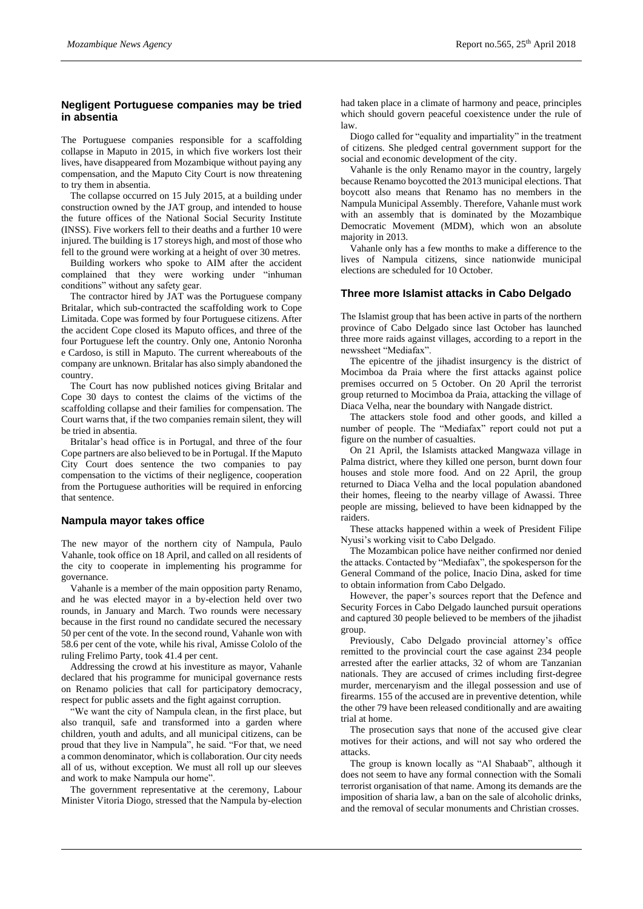## Negligent Portuguese companies may be tried in absentia

The Portuguese companies responsible for a scaffolding collapse in Maputo in 2015, in which five workers lost their lives, have disappeared from Mozambique without paying any compensation, and the Maputo City Court is now threatening to try them in absentia.

The collapse occurred on 15 July 2015, at a building under construction owned by the JAT group, and intended to house the future offices of the National Social Security Institute (INSS). Five workers fell to their deaths and a further 10 were injured. The building is 17 storeys high, and most of those who fell to the ground were working at a height of over 30 metres.

Building workers who spoke to AIM after the accident complained that they were working under "inhuman conditions" without any safety gear.

The contractor hired by JAT was the Portuguese company Britalar, which sub-contracted the scaffolding work to Cope Limitada. Cope was formed by four Portuguese citizens. After the accident Cope closed its Maputo offices, and three of the four Portuguese left the country. Only one, Antonio Noronha e Cardoso, is still in Maputo. The current whereabouts of the company are unknown. Britalar has also simply abandoned the country.

The Court has now published notices giving Britalar and Cope 30 days to contest the claims of the victims of the scaffolding collapse and their families for compensation. The Court warns that, if the two companies remain silent, they will be tried in absentia.

Britalar's head office is in Portugal, and three of the four Cope partners are also believed to be in Portugal. If the Maputo City Court does sentence the two companies to pay compensation to the victims of their negligence, cooperation from the Portuguese authorities will be required in enforcing that sentence.

## Nampula mayor takes office

The new mayor of the northern city of Nampula, Paulo Vahanle, took office on 18 April, and called on all residents of the city to cooperate in implementing his programme for governance.

Vahanle is a member of the main opposition party Renamo, and he was elected mayor in a by-election held over two rounds, in January and March. Two rounds were necessary because in the first round no candidate secured the necessary 50 per cent of the vote. In the second round, Vahanle won with 58.6 per cent of the vote, while his rival, Amisse Cololo of the ruling Frelimo Party, took 41.4 per cent.

Addressing the crowd at his investiture as mayor, Vahanle declared that his programme for municipal governance rests on Renamo policies that call for participatory democracy, respect for public assets and the fight against corruption.

"We want the city of Nampula clean, in the first place, but also tranquil, safe and transformed into a garden where children, youth and adults, and all municipal citizens, can be proud that they live in Nampula", he said. "For that, we need a common denominator, which is collaboration. Our city needs all of us, without exception. We must all roll up our sleeves and work to make Nampula our home".

The government representative at the ceremony, Labour Minister Vitoria Diogo, stressed that the Nampula by-election had taken place in a climate of harmony and peace, principles which should govern peaceful coexistence under the rule of law.

Diogo called for "equality and impartiality" in the treatment of citizens. She pledged central government support for the social and economic development of the city.

Vahanle is the only Renamo mayor in the country, largely because Renamo boycotted the 2013 municipal elections. That boycott also means that Renamo has no members in the Nampula Municipal Assembly. Therefore, Vahanle must work with an assembly that is dominated by the Mozambique Democratic Movement (MDM), which won an absolute majority in 2013.

Vahanle only has a few months to make a difference to the lives of Nampula citizens, since nationwide municipal elections are scheduled for 10 October.

## Three more Islamist attacks in Cabo Delgado

The Islamist group that has been active in parts of the northern province of Cabo Delgado since last October has launched three more raids against villages, according to a report in the newssheet "Mediafax".

The epicentre of the jihadist insurgency is the district of Mocimboa da Praia where the first attacks against police premises occurred on 5 October. On 20 April the terrorist group returned to Mocimboa da Praia, attacking the village of Diaca Velha, near the boundary with Nangade district.

The attackers stole food and other goods, and killed a number of people. The "Mediafax" report could not put a figure on the number of casualties.

On 21 April, the Islamists attacked Mangwaza village in Palma district, where they killed one person, burnt down four houses and stole more food. And on 22 April, the group returned to Diaca Velha and the local population abandoned their homes, fleeing to the nearby village of Awassi. Three people are missing, believed to have been kidnapped by the raiders.

These attacks happened within a week of President Filipe Nyusi's working visit to Cabo Delgado.

The Mozambican police have neither confirmed nor denied the attacks. Contacted by "Mediafax", the spokesperson for the General Command of the police, Inacio Dina, asked for time to obtain information from Cabo Delgado.

However, the paper's sources report that the Defence and Security Forces in Cabo Delgado launched pursuit operations and captured 30 people believed to be members of the jihadist group.

Previously, Cabo Delgado provincial attorney's office remitted to the provincial court the case against 234 people arrested after the earlier attacks, 32 of whom are Tanzanian nationals. They are accused of crimes including first-degree murder, mercenaryism and the illegal possession and use of firearms. 155 of the accused are in preventive detention, while the other 79 have been released conditionally and are awaiting trial at home.

The prosecution says that none of the accused give clear motives for their actions, and will not say who ordered the attacks.

The group is known locally as "Al Shabaab", although it does not seem to have any formal connection with the Somali terrorist organisation of that name. Among its demands are the imposition of sharia law, a ban on the sale of alcoholic drinks, and the removal of secular monuments and Christian crosses.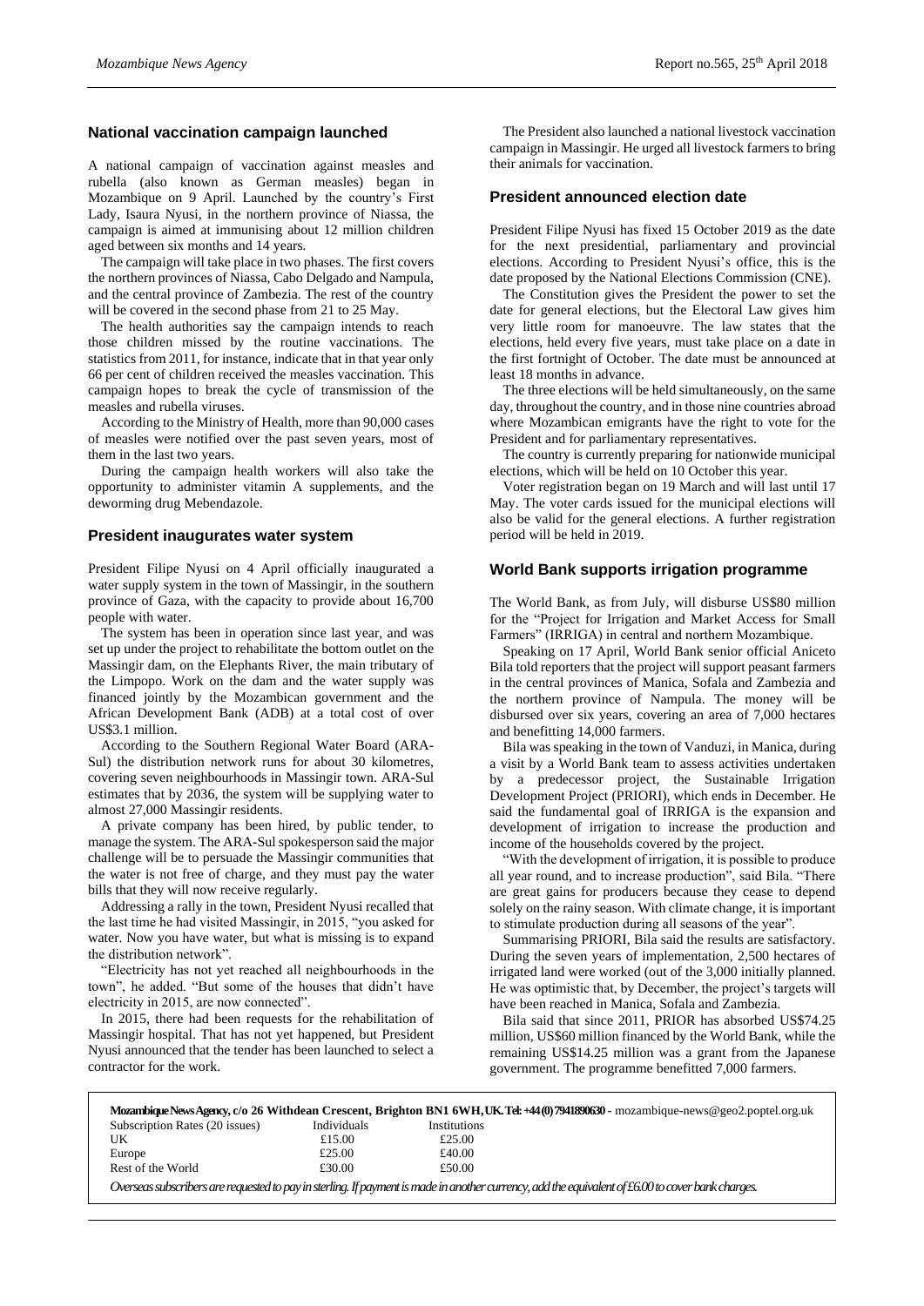## National vaccination campaign launched

A national campaign of vaccination against measles and rubella (also known as German measles) began in Mozambique on 9 April. Launched by the country's First Lady, Isaura Nyusi, in the northern province of Niassa, the campaign is aimed at immunising about 12 million children aged between six months and 14 years.

The campaign will take place in two phases. The first covers the northern provinces of Niassa, Cabo Delgado and Nampula, and the central province of Zambezia. The rest of the country will be covered in the second phase from 21 to 25 May.

The health authorities say the campaign intends to reach those children missed by the routine vaccinations. The statistics from 2011, for instance, indicate that in that year only 66 per cent of children received the measles vaccination. This campaign hopes to break the cycle of transmission of the measles and rubella viruses.

According to the Ministry of Health, more than 90,000 cases of measles were notified over the past seven years, most of them in the last two years.

During the campaign health workers will also take the opportunity to administer vitamin A supplements, and the deworming drug Mebendazole.

## President inaugurates water system

President Filipe Nyusi on 4 April officially inaugurated a water supply system in the town of Massingir, in the southern province of Gaza, with the capacity to provide about 16,700 people with water.

The system has been in operation since last year, and was set up under the project to rehabilitate the bottom outlet on the Massingir dam, on the Elephants River, the main tributary of the Limpopo. Work on the dam and the water supply was financed jointly by the Mozambican government and the African Development Bank (ADB) at a total cost of over US$3.1 million.

According to the Southern Regional Water Board (ARA-Sul) the distribution network runs for about 30 kilometres, covering seven neighbourhoods in Massingir town. ARA-Sul estimates that by 2036, the system will be supplying water to almost 27,000 Massingir residents.

A private company has been hired, by public tender, to manage the system. The ARA-Sul spokesperson said the major challenge will be to persuade the Massingir communities that the water is not free of charge, and they must pay the water bills that they will now receive regularly.

Addressing a rally in the town, President Nyusi recalled that the last time he had visited Massingir, in 2015, "you asked for water. Now you have water, but what is missing is to expand the distribution network".

"Electricity has not yet reached all neighbourhoods in the town", he added. "But some of the houses that didn't have electricity in 2015, are now connected".

In 2015, there had been requests for the rehabilitation of Massingir hospital. That has not yet happened, but President Nyusi announced that the tender has been launched to select a contractor for the work.

The President also launched a national livestock vaccination campaign in Massingir. He urged all livestock farmers to bring their animals for vaccination.

## President announced election date

President Filipe Nyusi has fixed 15 October 2019 as the date for the next presidential, parliamentary and provincial elections. According to President Nyusi's office, this is the date proposed by the National Elections Commission (CNE).

The Constitution gives the President the power to set the date for general elections, but the Electoral Law gives him very little room for manoeuvre. The law states that the elections, held every five years, must take place on a date in the first fortnight of October. The date must be announced at least 18 months in advance.

The three elections will be held simultaneously, on the same day, throughout the country, and in those nine countries abroad where Mozambican emigrants have the right to vote for the President and for parliamentary representatives.

The country is currently preparing for nationwide municipal elections, which will be held on 10 October this year.

Voter registration began on 19 March and will last until 17 May. The voter cards issued for the municipal elections will also be valid for the general elections. A further registration period will be held in 2019.

## World Bank supports irrigation programme

The World Bank, as from July, will disburse US$80 million for the "Project for Irrigation and Market Access for Small Farmers" (IRRIGA) in central and northern Mozambique.

Speaking on 17 April, World Bank senior official Aniceto Bila told reporters that the project will support peasant farmers in the central provinces of Manica, Sofala and Zambezia and the northern province of Nampula. The money will be disbursed over six years, covering an area of 7,000 hectares and benefitting 14,000 farmers.

Bila was speaking in the town of Vanduzi, in Manica, during a visit by a World Bank team to assess activities undertaken by a predecessor project, the Sustainable Irrigation Development Project (PRIORI), which ends in December. He said the fundamental goal of IRRIGA is the expansion and development of irrigation to increase the production and income of the households covered by the project.

"With the development of irrigation, it is possible to produce all year round, and to increase production", said Bila. "There are great gains for producers because they cease to depend solely on the rainy season. With climate change, it is important to stimulate production during all seasons of the year".

Summarising PRIORI, Bila said the results are satisfactory. During the seven years of implementation, 2,500 hectares of irrigated land were worked (out of the 3,000 initially planned. He was optimistic that, by December, the project's targets will have been reached in Manica, Sofala and Zambezia.

Bila said that since 2011, PRIOR has absorbed US$74.25 million, US$60 million financed by the World Bank, while the remaining US$14.25 million was a grant from the Japanese government. The programme benefitted 7,000 farmers.

---

**Mozambique News Agency, c/o 26 Withdean Crescent, Brighton BN1 6WH, UK. Tel: +44 (0) 7941890630** - mozambique-news@geo2.poptel.org.uk

| Subscription Rates (20 issues) | Individuals | Institutions |
|---|---|---|
| UK | £15.00 | £25.00 |
| Europe | £25.00 | £40.00 |
| Rest of the World | £30.00 | £50.00 |

*Overseas subscribers are requested to pay in sterling. If payment is made in another currency, add the equivalent of £6.00 to cover bank charges.*